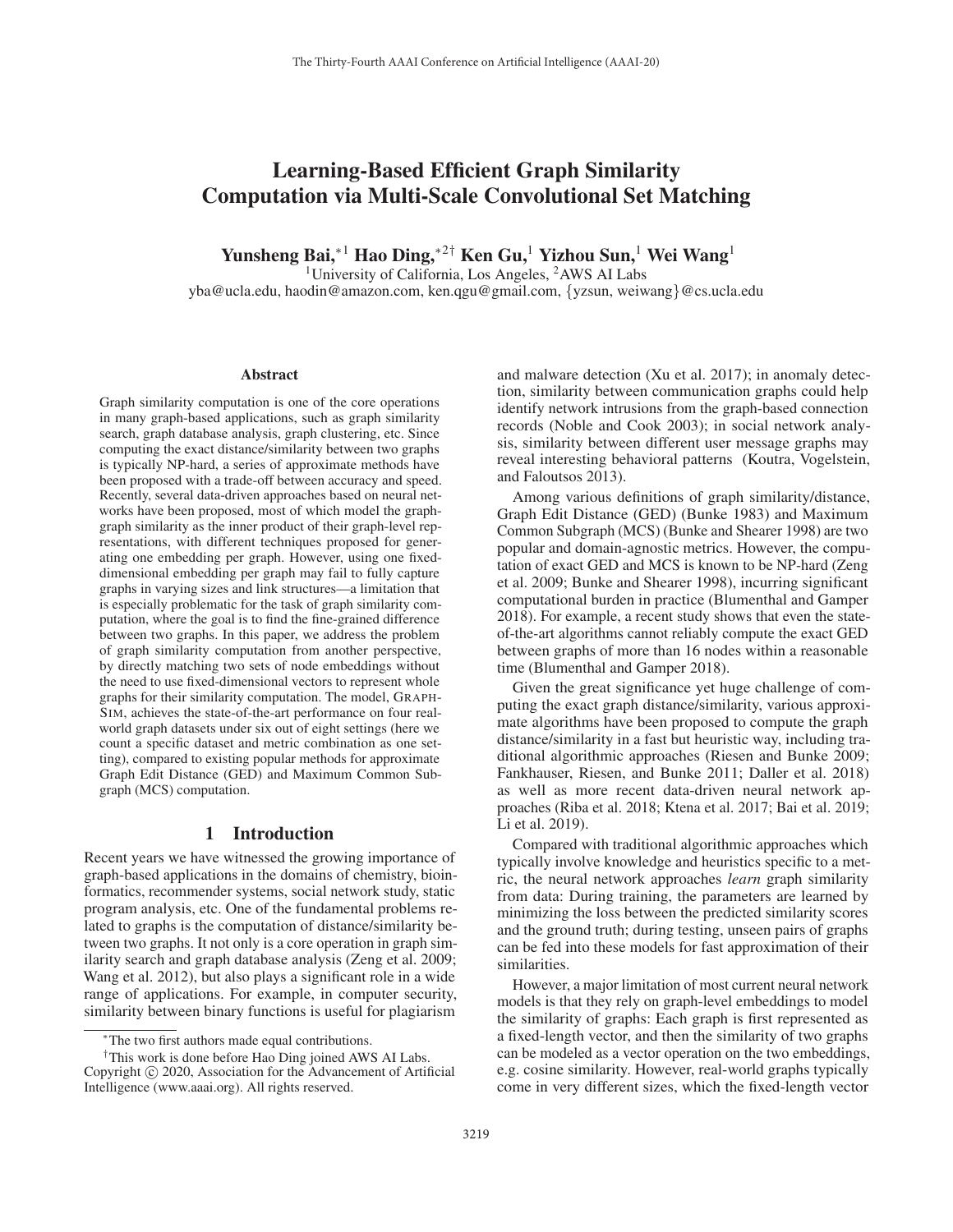# Learning-Based Efficient Graph Similarity Computation via Multi-Scale Convolutional Set Matching

**Yunsheng Bai,[*1] Hao Ding,[*2†] Ken Gu,[1] Yizhou Sun,[1] Wei Wang[1]**

[1]University of California, Los Angeles, [2]AWS AI Labs

yba@ucla.edu, haodin@amazon.com, ken.qgu@gmail.com, {yzsun, weiwang}@cs.ucla.edu

## Abstract

Graph similarity computation is one of the core operations in many graph-based applications, such as graph similarity search, graph database analysis, graph clustering, etc. Since computing the exact distance/similarity between two graphs is typically NP-hard, a series of approximate methods have been proposed with a trade-off between accuracy and speed. Recently, several data-driven approaches based on neural networks have been proposed, most of which model the graph-graph similarity as the inner product of their graph-level representations, with different techniques proposed for generating one embedding per graph. However, using one fixed-dimensional embedding per graph may fail to fully capture graphs in varying sizes and link structures—a limitation that is especially problematic for the task of graph similarity computation, where the goal is to find the fine-grained difference between two graphs. In this paper, we address the problem of graph similarity computation from another perspective, by directly matching two sets of node embeddings without the need to use fixed-dimensional vectors to represent whole graphs for their similarity computation. The model, GraphSim, achieves the state-of-the-art performance on four real-world graph datasets under six out of eight settings (here we count a specific dataset and metric combination as one setting), compared to existing popular methods for approximate Graph Edit Distance (GED) and Maximum Common Subgraph (MCS) computation.

## 1 Introduction

Recent years we have witnessed the growing importance of graph-based applications in the domains of chemistry, bioinformatics, recommender systems, social network study, static program analysis, etc. One of the fundamental problems related to graphs is the computation of distance/similarity between two graphs. It not only is a core operation in graph similarity search and graph database analysis (Zeng et al. 2009; Wang et al. 2012), but also plays a significant role in a wide range of applications. For example, in computer security, similarity between binary functions is useful for plagiarism and malware detection (Xu et al. 2017); in anomaly detection, similarity between communication graphs could help identify network intrusions from the graph-based connection records (Noble and Cook 2003); in social network analysis, similarity between different user message graphs may reveal interesting behavioral patterns (Koutra, Vogelstein, and Faloutsos 2013).

Among various definitions of graph similarity/distance, Graph Edit Distance (GED) (Bunke 1983) and Maximum Common Subgraph (MCS) (Bunke and Shearer 1998) are two popular and domain-agnostic metrics. However, the computation of exact GED and MCS is known to be NP-hard (Zeng et al. 2009; Bunke and Shearer 1998), incurring significant computational burden in practice (Blumenthal and Gamper 2018). For example, a recent study shows that even the state-of-the-art algorithms cannot reliably compute the exact GED between graphs of more than 16 nodes within a reasonable time (Blumenthal and Gamper 2018).

Given the great significance yet huge challenge of computing the exact graph distance/similarity, various approximate algorithms have been proposed to compute the graph distance/similarity in a fast but heuristic way, including traditional algorithmic approaches (Riesen and Bunke 2009; Fankhauser, Riesen, and Bunke 2011; Daller et al. 2018) as well as more recent data-driven neural network approaches (Riba et al. 2018; Ktena et al. 2017; Bai et al. 2019; Li et al. 2019).

Compared with traditional algorithmic approaches which typically involve knowledge and heuristics specific to a metric, the neural network approaches *learn* graph similarity from data: During training, the parameters are learned by minimizing the loss between the predicted similarity scores and the ground truth; during testing, unseen pairs of graphs can be fed into these models for fast approximation of their similarities.

However, a major limitation of most current neural network models is that they rely on graph-level embeddings to model the similarity of graphs: Each graph is first represented as a fixed-length vector, and then the similarity of two graphs can be modeled as a vector operation on the two embeddings, e.g. cosine similarity. However, real-world graphs typically come in very different sizes, which the fixed-length vector

---

[*]The two first authors made equal contributions.

[†]This work is done before Hao Ding joined AWS AI Labs.

Copyright © 2020, Association for the Advancement of Artificial Intelligence (www.aaai.org). All rights reserved.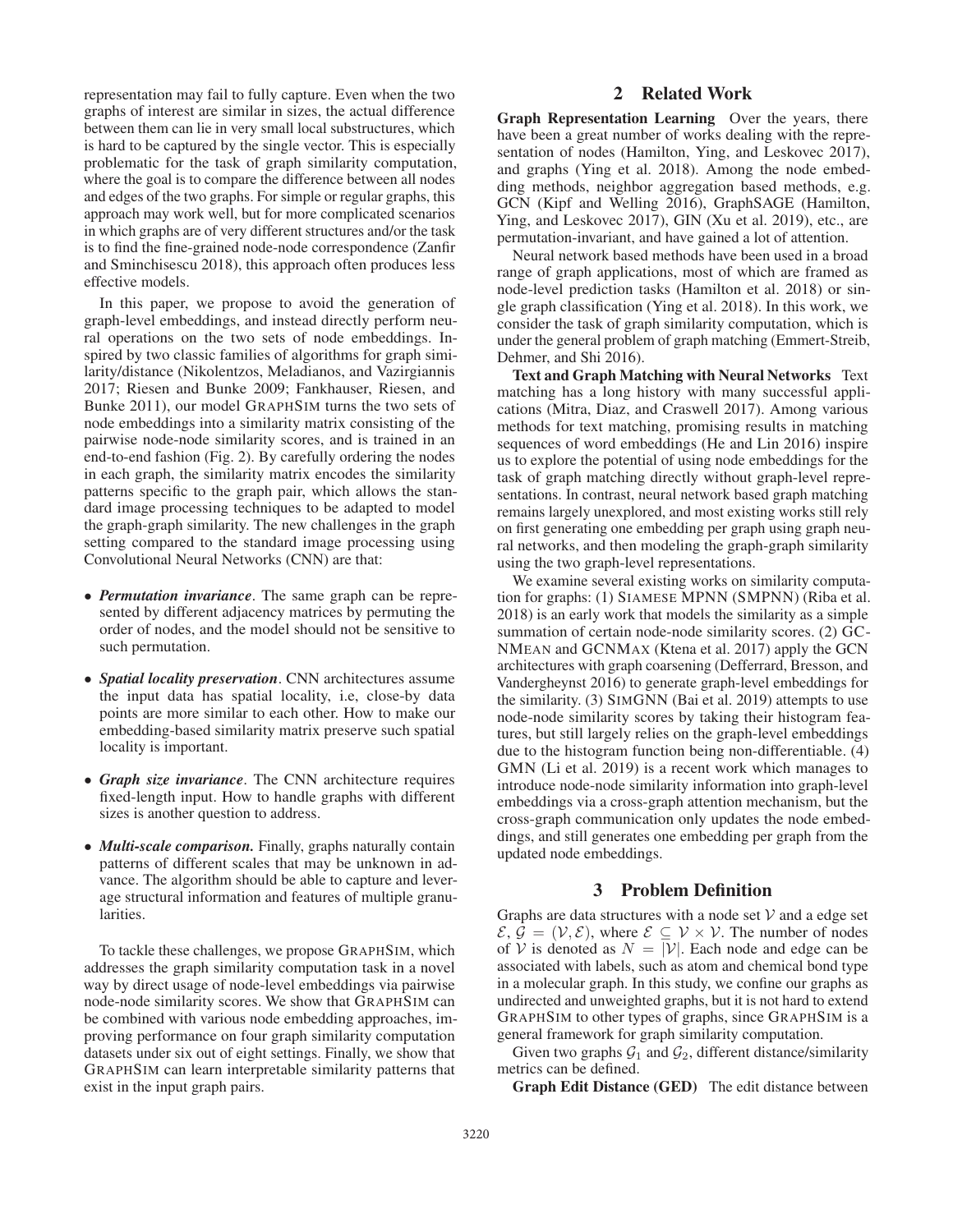representation may fail to fully capture. Even when the two graphs of interest are similar in sizes, the actual difference between them can lie in very small local substructures, which is hard to be captured by the single vector. This is especially problematic for the task of graph similarity computation, where the goal is to compare the difference between all nodes and edges of the two graphs. For simple or regular graphs, this approach may work well, but for more complicated scenarios in which graphs are of very different structures and/or the task is to find the fine-grained node-node correspondence (Zanfir and Sminchisescu 2018), this approach often produces less effective models.

In this paper, we propose to avoid the generation of graph-level embeddings, and instead directly perform neural operations on the two sets of node embeddings. Inspired by two classic families of algorithms for graph similarity/distance (Nikolentzos, Meladianos, and Vazirgiannis 2017; Riesen and Bunke 2009; Fankhauser, Riesen, and Bunke 2011), our model GraphSim turns the two sets of node embeddings into a similarity matrix consisting of the pairwise node-node similarity scores, and is trained in an end-to-end fashion (Fig. 2). By carefully ordering the nodes in each graph, the similarity matrix encodes the similarity patterns specific to the graph pair, which allows the standard image processing techniques to be adapted to model the graph-graph similarity. The new challenges in the graph setting compared to the standard image processing using Convolutional Neural Networks (CNN) are that:

- ***Permutation invariance***. The same graph can be represented by different adjacency matrices by permuting the order of nodes, and the model should not be sensitive to such permutation.
- ***Spatial locality preservation***. CNN architectures assume the input data has spatial locality, i.e, close-by data points are more similar to each other. How to make our embedding-based similarity matrix preserve such spatial locality is important.
- ***Graph size invariance***. The CNN architecture requires fixed-length input. How to handle graphs with different sizes is another question to address.
- ***Multi-scale comparison.*** Finally, graphs naturally contain patterns of different scales that may be unknown in advance. The algorithm should be able to capture and leverage structural information and features of multiple granularities.

To tackle these challenges, we propose GraphSim, which addresses the graph similarity computation task in a novel way by direct usage of node-level embeddings via pairwise node-node similarity scores. We show that GraphSim can be combined with various node embedding approaches, improving performance on four graph similarity computation datasets under six out of eight settings. Finally, we show that GraphSim can learn interpretable similarity patterns that exist in the input graph pairs.

## 2 Related Work

**Graph Representation Learning** Over the years, there have been a great number of works dealing with the representation of nodes (Hamilton, Ying, and Leskovec 2017), and graphs (Ying et al. 2018). Among the node embedding methods, neighbor aggregation based methods, e.g. GCN (Kipf and Welling 2016), GraphSAGE (Hamilton, Ying, and Leskovec 2017), GIN (Xu et al. 2019), etc., are permutation-invariant, and have gained a lot of attention.

Neural network based methods have been used in a broad range of graph applications, most of which are framed as node-level prediction tasks (Hamilton et al. 2018) or single graph classification (Ying et al. 2018). In this work, we consider the task of graph similarity computation, which is under the general problem of graph matching (Emmert-Streib, Dehmer, and Shi 2016).

**Text and Graph Matching with Neural Networks** Text matching has a long history with many successful applications (Mitra, Diaz, and Craswell 2017). Among various methods for text matching, promising results in matching sequences of word embeddings (He and Lin 2016) inspire us to explore the potential of using node embeddings for the task of graph matching directly without graph-level representations. In contrast, neural network based graph matching remains largely unexplored, and most existing works still rely on first generating one embedding per graph using graph neural networks, and then modeling the graph-graph similarity using the two graph-level representations.

We examine several existing works on similarity computation for graphs: (1) Siamese MPNN (SMPNN) (Riba et al. 2018) is an early work that models the similarity as a simple summation of certain node-node similarity scores. (2) GCNMean and GCNMax (Ktena et al. 2017) apply the GCN architectures with graph coarsening (Defferrard, Bresson, and Vandergheynst 2016) to generate graph-level embeddings for the similarity. (3) SimGNN (Bai et al. 2019) attempts to use node-node similarity scores by taking their histogram features, but still largely relies on the graph-level embeddings due to the histogram function being non-differentiable. (4) GMN (Li et al. 2019) is a recent work which manages to introduce node-node similarity information into graph-level embeddings via a cross-graph attention mechanism, but the cross-graph communication only updates the node embeddings, and still generates one embedding per graph from the updated node embeddings.

## 3 Problem Definition

Graphs are data structures with a node set $\mathcal{V}$ and a edge set $\mathcal{E}$, $\mathcal{G} = (\mathcal{V}, \mathcal{E})$, where $\mathcal{E} \subseteq \mathcal{V} \times \mathcal{V}$. The number of nodes of $\mathcal{V}$ is denoted as $N = |\mathcal{V}|$. Each node and edge can be associated with labels, such as atom and chemical bond type in a molecular graph. In this study, we confine our graphs as undirected and unweighted graphs, but it is not hard to extend GraphSim to other types of graphs, since GraphSim is a general framework for graph similarity computation.

Given two graphs $\mathcal{G}_1$ and $\mathcal{G}_2$, different distance/similarity metrics can be defined.

**Graph Edit Distance (GED)** The edit distance between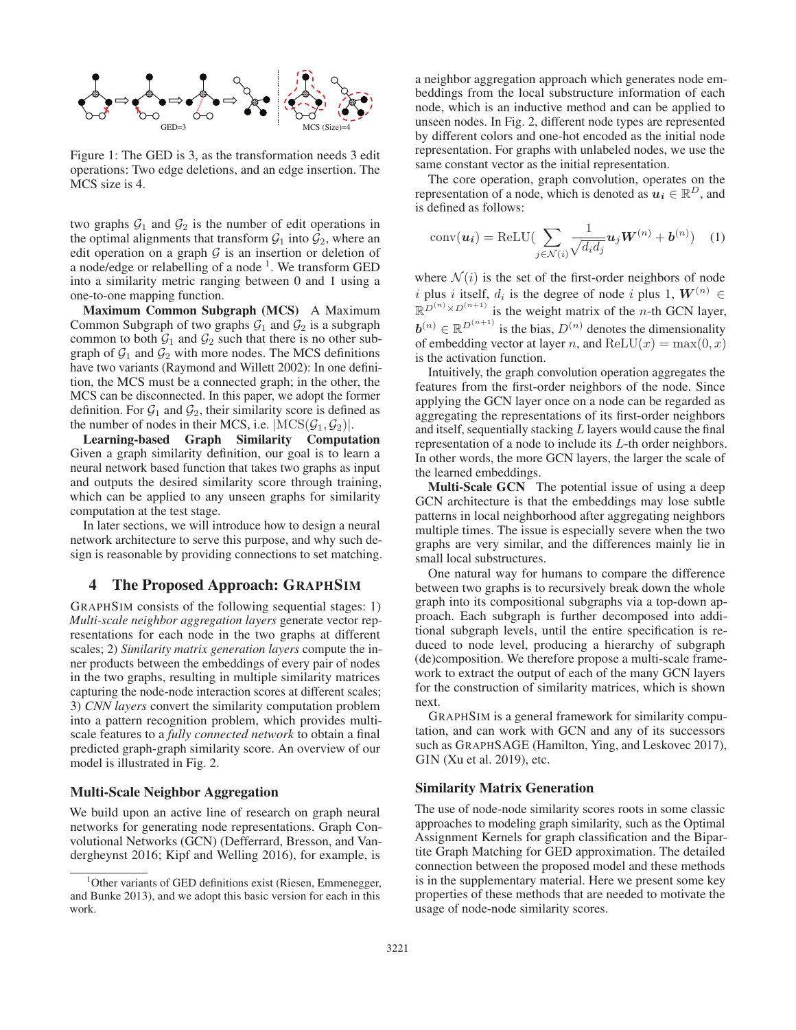Figure 1: The GED is 3, as the transformation needs 3 edit operations: Two edge deletions, and an edge insertion. The MCS size is 4.

two graphs $\mathcal{G}_1$ and $\mathcal{G}_2$ is the number of edit operations in the optimal alignments that transform $\mathcal{G}_1$ into $\mathcal{G}_2$, where an edit operation on a graph $\mathcal{G}$ is an insertion or deletion of a node/edge or relabelling of a node [1]. We transform GED into a similarity metric ranging between 0 and 1 using a one-to-one mapping function.

**Maximum Common Subgraph (MCS)** A Maximum Common Subgraph of two graphs $\mathcal{G}_1$ and $\mathcal{G}_2$ is a subgraph common to both $\mathcal{G}_1$ and $\mathcal{G}_2$ such that there is no other subgraph of $\mathcal{G}_1$ and $\mathcal{G}_2$ with more nodes. The MCS definitions have two variants (Raymond and Willett 2002): In one definition, the MCS must be a connected graph; in the other, the MCS can be disconnected. In this paper, we adopt the former definition. For $\mathcal{G}_1$ and $\mathcal{G}_2$, their similarity score is defined as the number of nodes in their MCS, i.e. $|\text{MCS}(\mathcal{G}_1, \mathcal{G}_2)|$.

**Learning-based Graph Similarity Computation** Given a graph similarity definition, our goal is to learn a neural network based function that takes two graphs as input and outputs the desired similarity score through training, which can be applied to any unseen graphs for similarity computation at the test stage.

In later sections, we will introduce how to design a neural network architecture to serve this purpose, and why such design is reasonable by providing connections to set matching.

## 4 The Proposed Approach: GraphSim

GraphSim consists of the following sequential stages: 1) *Multi-scale neighbor aggregation layers* generate vector representations for each node in the two graphs at different scales; 2) *Similarity matrix generation layers* compute the inner products between the embeddings of every pair of nodes in the two graphs, resulting in multiple similarity matrices capturing the node-node interaction scores at different scales; 3) *CNN layers* convert the similarity computation problem into a pattern recognition problem, which provides multi-scale features to a *fully connected network* to obtain a final predicted graph-graph similarity score. An overview of our model is illustrated in Fig. 2.

### Multi-Scale Neighbor Aggregation

We build upon an active line of research on graph neural networks for generating node representations. Graph Convolutional Networks (GCN) (Defferrard, Bresson, and Vandergheynst 2016; Kipf and Welling 2016), for example, is a neighbor aggregation approach which generates node embeddings from the local substructure information of each node, which is an inductive method and can be applied to unseen nodes. In Fig. 2, different node types are represented by different colors and one-hot encoded as the initial node representation. For graphs with unlabeled nodes, we use the same constant vector as the initial representation.

The core operation, graph convolution, operates on the representation of a node, which is denoted as $\boldsymbol{u_i} \in \mathbb{R}^D$, and is defined as follows:

$$\text{conv}(\boldsymbol{u_i}) = \text{ReLU}\Big(\sum_{j \in \mathcal{N}(i)} \frac{1}{\sqrt{d_i d_j}} \boldsymbol{u}_j \boldsymbol{W}^{(n)} + \boldsymbol{b}^{(n)}\Big) \quad (1)$$

where $\mathcal{N}(i)$ is the set of the first-order neighbors of node $i$ plus $i$ itself, $d_i$ is the degree of node $i$ plus 1, $\boldsymbol{W}^{(n)} \in \mathbb{R}^{D^{(n)} \times D^{(n+1)}}$ is the weight matrix of the $n$-th GCN layer, $\boldsymbol{b}^{(n)} \in \mathbb{R}^{D^{(n+1)}}$ is the bias, $D^{(n)}$ denotes the dimensionality of embedding vector at layer $n$, and $\text{ReLU}(x) = \max(0, x)$ is the activation function.

Intuitively, the graph convolution operation aggregates the features from the first-order neighbors of the node. Since applying the GCN layer once on a node can be regarded as aggregating the representations of its first-order neighbors and itself, sequentially stacking $L$ layers would cause the final representation of a node to include its $L$-th order neighbors. In other words, the more GCN layers, the larger the scale of the learned embeddings.

**Multi-Scale GCN** The potential issue of using a deep GCN architecture is that the embeddings may lose subtle patterns in local neighborhood after aggregating neighbors multiple times. The issue is especially severe when the two graphs are very similar, and the differences mainly lie in small local substructures.

One natural way for humans to compare the difference between two graphs is to recursively break down the whole graph into its compositional subgraphs via a top-down approach. Each subgraph is further decomposed into additional subgraph levels, until the entire specification is reduced to node level, producing a hierarchy of subgraph (de)composition. We therefore propose a multi-scale framework to extract the output of each of the many GCN layers for the construction of similarity matrices, which is shown next.

GraphSim is a general framework for similarity computation, and can work with GCN and any of its successors such as GraphSAGE (Hamilton, Ying, and Leskovec 2017), GIN (Xu et al. 2019), etc.

### Similarity Matrix Generation

The use of node-node similarity scores roots in some classic approaches to modeling graph similarity, such as the Optimal Assignment Kernels for graph classification and the Bipartite Graph Matching for GED approximation. The detailed connection between the proposed model and these methods is in the supplementary material. Here we present some key properties of these methods that are needed to motivate the usage of node-node similarity scores.

[1] Other variants of GED definitions exist (Riesen, Emmenegger, and Bunke 2013), and we adopt this basic version for each in this work.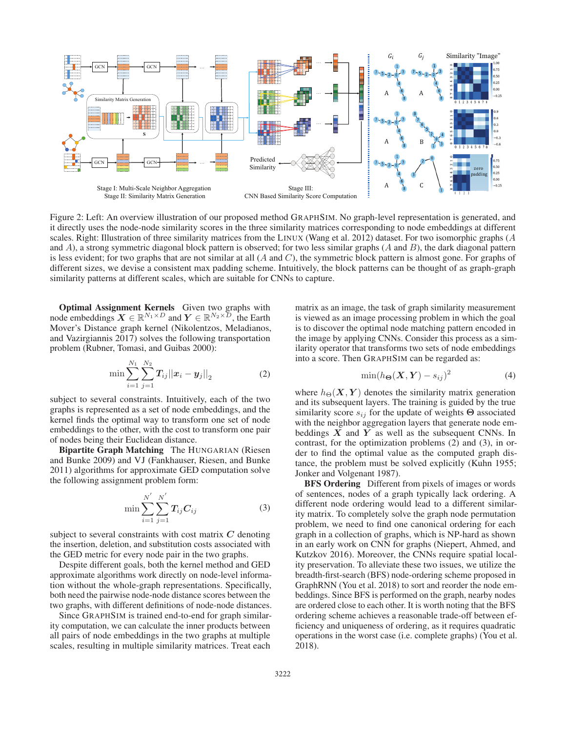Figure 2: Left: An overview illustration of our proposed method GraphSim. No graph-level representation is generated, and it directly uses the node-node similarity scores in the three similarity matrices corresponding to node embeddings at different scales. Right: Illustration of three similarity matrices from the Linux (Wang et al. 2012) dataset. For two isomorphic graphs ($A$ and $A$), a strong symmetric diagonal block pattern is observed; for two less similar graphs ($A$ and $B$), the dark diagonal pattern is less evident; for two graphs that are not similar at all ($A$ and $C$), the symmetric block pattern is almost gone. For graphs of different sizes, we devise a consistent max padding scheme. Intuitively, the block patterns can be thought of as graph-graph similarity patterns at different scales, which are suitable for CNNs to capture.

**Optimal Assignment Kernels** Given two graphs with node embeddings $\boldsymbol{X} \in \mathbb{R}^{N_1 \times D}$ and $\boldsymbol{Y} \in \mathbb{R}^{N_2 \times D}$, the Earth Mover's Distance graph kernel (Nikolentzos, Meladianos, and Vazirgiannis 2017) solves the following transportation problem (Rubner, Tomasi, and Guibas 2000):

$$\min \sum_{i=1}^{N_1} \sum_{j=1}^{N_2} \boldsymbol{T}_{ij} ||\boldsymbol{x}_i - \boldsymbol{y}_j||_2 \tag{2}$$

subject to several constraints. Intuitively, each of the two graphs is represented as a set of node embeddings, and the kernel finds the optimal way to transform one set of node embeddings to the other, with the cost to transform one pair of nodes being their Euclidean distance.

**Bipartite Graph Matching** The Hungarian (Riesen and Bunke 2009) and VJ (Fankhauser, Riesen, and Bunke 2011) algorithms for approximate GED computation solve the following assignment problem form:

$$\min \sum_{i=1}^{N'} \sum_{j=1}^{N'} \boldsymbol{T}_{ij} \boldsymbol{C}_{ij} \tag{3}$$

subject to several constraints with cost matrix $\boldsymbol{C}$ denoting the insertion, deletion, and substitution costs associated with the GED metric for every node pair in the two graphs.

Despite different goals, both the kernel method and GED approximate algorithms work directly on node-level information without the whole-graph representations. Specifically, both need the pairwise node-node distance scores between the two graphs, with different definitions of node-node distances.

Since GraphSim is trained end-to-end for graph similarity computation, we can calculate the inner products between all pairs of node embeddings in the two graphs at multiple scales, resulting in multiple similarity matrices. Treat each matrix as an image, the task of graph similarity measurement is viewed as an image processing problem in which the goal is to discover the optimal node matching pattern encoded in the image by applying CNNs. Consider this process as a similarity operator that transforms two sets of node embeddings into a score. Then GraphSim can be regarded as:

$$\min (h_{\boldsymbol{\Theta}}(\boldsymbol{X}, \boldsymbol{Y}) - s_{ij})^2 \tag{4}$$

where $h_{\boldsymbol{\Theta}}(\boldsymbol{X}, \boldsymbol{Y})$ denotes the similarity matrix generation and its subsequent layers. The training is guided by the true similarity score $s_{ij}$ for the update of weights $\boldsymbol{\Theta}$ associated with the neighbor aggregation layers that generate node embeddings $\boldsymbol{X}$ and $\boldsymbol{Y}$ as well as the subsequent CNNs. In contrast, for the optimization problems (2) and (3), in order to find the optimal value as the computed graph distance, the problem must be solved explicitly (Kuhn 1955; Jonker and Volgenant 1987).

**BFS Ordering** Different from pixels of images or words of sentences, nodes of a graph typically lack ordering. A different node ordering would lead to a different similarity matrix. To completely solve the graph node permutation problem, we need to find one canonical ordering for each graph in a collection of graphs, which is NP-hard as shown in an early work on CNN for graphs (Niepert, Ahmed, and Kutzkov 2016). Moreover, the CNNs require spatial locality preservation. To alleviate these two issues, we utilize the breadth-first-search (BFS) node-ordering scheme proposed in GraphRNN (You et al. 2018) to sort and reorder the node embeddings. Since BFS is performed on the graph, nearby nodes are ordered close to each other. It is worth noting that the BFS ordering scheme achieves a reasonable trade-off between efficiency and uniqueness of ordering, as it requires quadratic operations in the worst case (i.e. complete graphs) (You et al. 2018).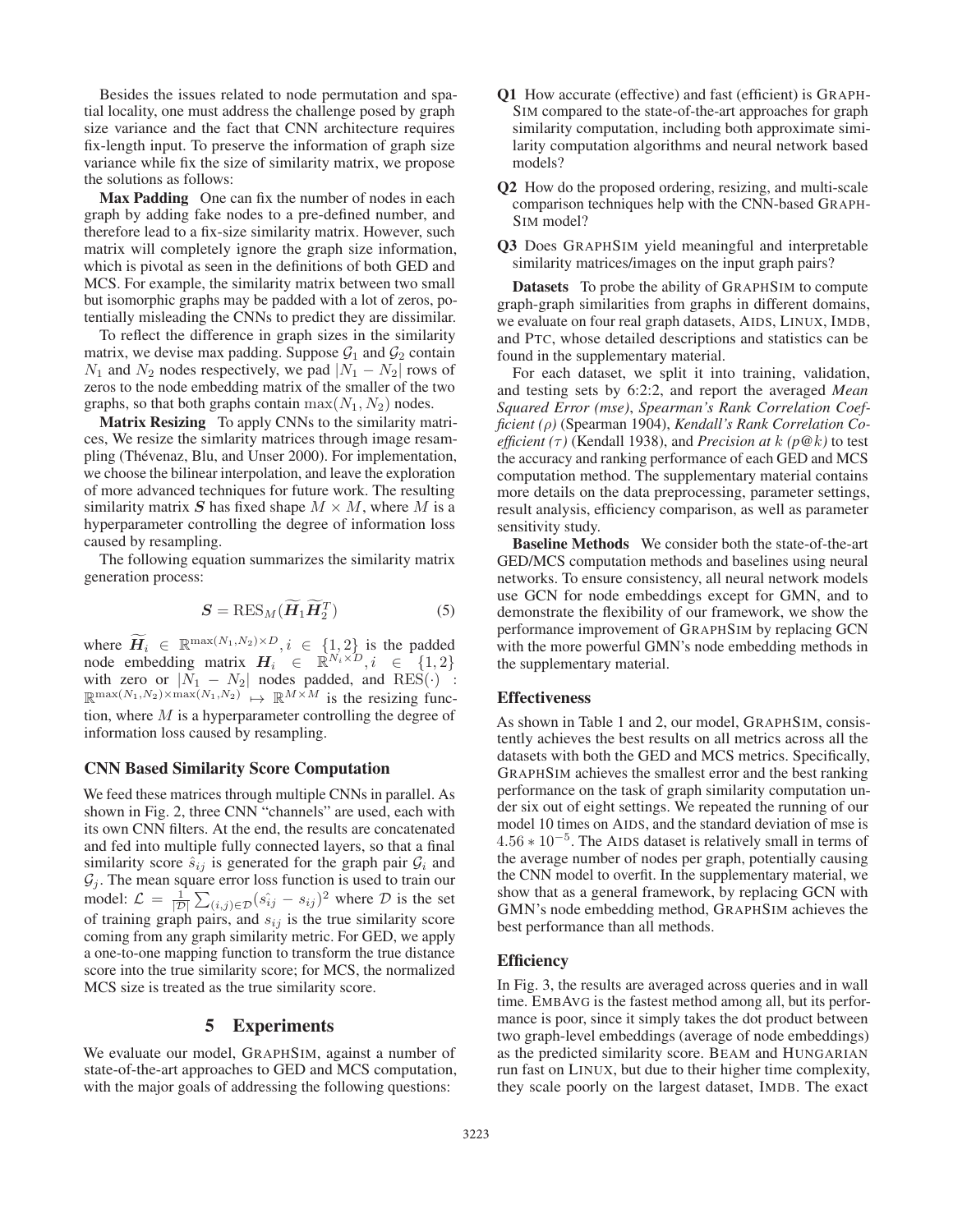Besides the issues related to node permutation and spatial locality, one must address the challenge posed by graph size variance and the fact that CNN architecture requires fix-length input. To preserve the information of graph size variance while fix the size of similarity matrix, we propose the solutions as follows:

**Max Padding** One can fix the number of nodes in each graph by adding fake nodes to a pre-defined number, and therefore lead to a fix-size similarity matrix. However, such matrix will completely ignore the graph size information, which is pivotal as seen in the definitions of both GED and MCS. For example, the similarity matrix between two small but isomorphic graphs may be padded with a lot of zeros, potentially misleading the CNNs to predict they are dissimilar.

To reflect the difference in graph sizes in the similarity matrix, we devise max padding. Suppose $\mathcal{G}_1$ and $\mathcal{G}_2$ contain $N_1$ and $N_2$ nodes respectively, we pad $|N_1 - N_2|$ rows of zeros to the node embedding matrix of the smaller of the two graphs, so that both graphs contain $\max(N_1, N_2)$ nodes.

**Matrix Resizing** To apply CNNs to the similarity matrices, We resize the simlarity matrices through image resampling (Thévenaz, Blu, and Unser 2000). For implementation, we choose the bilinear interpolation, and leave the exploration of more advanced techniques for future work. The resulting similarity matrix $\boldsymbol{S}$ has fixed shape $M \times M$, where $M$ is a hyperparameter controlling the degree of information loss caused by resampling.

The following equation summarizes the similarity matrix generation process:

$$\boldsymbol{S} = \mathrm{RES}_M(\widetilde{\boldsymbol{H}}_1 \widetilde{\boldsymbol{H}}_2^T) \quad (5)$$

where $\widetilde{\boldsymbol{H}}_i \in \mathbb{R}^{\max(N_1,N_2)\times D}, i \in \{1,2\}$ is the padded node embedding matrix $\boldsymbol{H}_i \in \mathbb{R}^{N_i \times D}, i \in \{1,2\}$ with zero or $|N_1 - N_2|$ nodes padded, and $\mathrm{RES}(\cdot)$ : $\mathbb{R}^{\max(N_1,N_2)\times\max(N_1,N_2)} \mapsto \mathbb{R}^{M\times M}$ is the resizing function, where $M$ is a hyperparameter controlling the degree of information loss caused by resampling.

### CNN Based Similarity Score Computation

We feed these matrices through multiple CNNs in parallel. As shown in Fig. 2, three CNN "channels" are used, each with its own CNN filters. At the end, the results are concatenated and fed into multiple fully connected layers, so that a final similarity score $\hat{s}_{ij}$ is generated for the graph pair $\mathcal{G}_i$ and $\mathcal{G}_j$. The mean square error loss function is used to train our model: $\mathcal{L} = \frac{1}{|\mathcal{D}|}\sum_{(i,j)\in\mathcal{D}}(\hat{s_{ij}} - s_{ij})^2$ where $\mathcal{D}$ is the set of training graph pairs, and $s_{ij}$ is the true similarity score coming from any graph similarity metric. For GED, we apply a one-to-one mapping function to transform the true distance score into the true similarity score; for MCS, the normalized MCS size is treated as the true similarity score.

## 5 Experiments

We evaluate our model, GraphSim, against a number of state-of-the-art approaches to GED and MCS computation, with the major goals of addressing the following questions:

**Q1** How accurate (effective) and fast (efficient) is GraphSim compared to the state-of-the-art approaches for graph similarity computation, including both approximate similarity computation algorithms and neural network based models?

**Q2** How do the proposed ordering, resizing, and multi-scale comparison techniques help with the CNN-based GraphSim model?

**Q3** Does GraphSim yield meaningful and interpretable similarity matrices/images on the input graph pairs?

**Datasets** To probe the ability of GraphSim to compute graph-graph similarities from graphs in different domains, we evaluate on four real graph datasets, Aids, Linux, Imdb, and Ptc, whose detailed descriptions and statistics can be found in the supplementary material.

For each dataset, we split it into training, validation, and testing sets by 6:2:2, and report the averaged *Mean Squared Error (mse)*, *Spearman's Rank Correlation Coefficient (ρ)* (Spearman 1904), *Kendall's Rank Correlation Coefficient (τ)* (Kendall 1938), and *Precision at k (p@k)* to test the accuracy and ranking performance of each GED and MCS computation method. The supplementary material contains more details on the data preprocessing, parameter settings, result analysis, efficiency comparison, as well as parameter sensitivity study.

**Baseline Methods** We consider both the state-of-the-art GED/MCS computation methods and baselines using neural networks. To ensure consistency, all neural network models use GCN for node embeddings except for GMN, and to demonstrate the flexibility of our framework, we show the performance improvement of GraphSim by replacing GCN with the more powerful GMN's node embedding methods in the supplementary material.

### Effectiveness

As shown in Table 1 and 2, our model, GraphSim, consistently achieves the best results on all metrics across all the datasets with both the GED and MCS metrics. Specifically, GraphSim achieves the smallest error and the best ranking performance on the task of graph similarity computation under six out of eight settings. We repeated the running of our model 10 times on Aids, and the standard deviation of mse is $4.56 * 10^{-5}$. The Aids dataset is relatively small in terms of the average number of nodes per graph, potentially causing the CNN model to overfit. In the supplementary material, we show that as a general framework, by replacing GCN with GMN's node embedding method, GraphSim achieves the best performance than all methods.

### Efficiency

In Fig. 3, the results are averaged across queries and in wall time. EmbAvg is the fastest method among all, but its performance is poor, since it simply takes the dot product between two graph-level embeddings (average of node embeddings) as the predicted similarity score. Beam and Hungarian run fast on Linux, but due to their higher time complexity, they scale poorly on the largest dataset, Imdb. The exact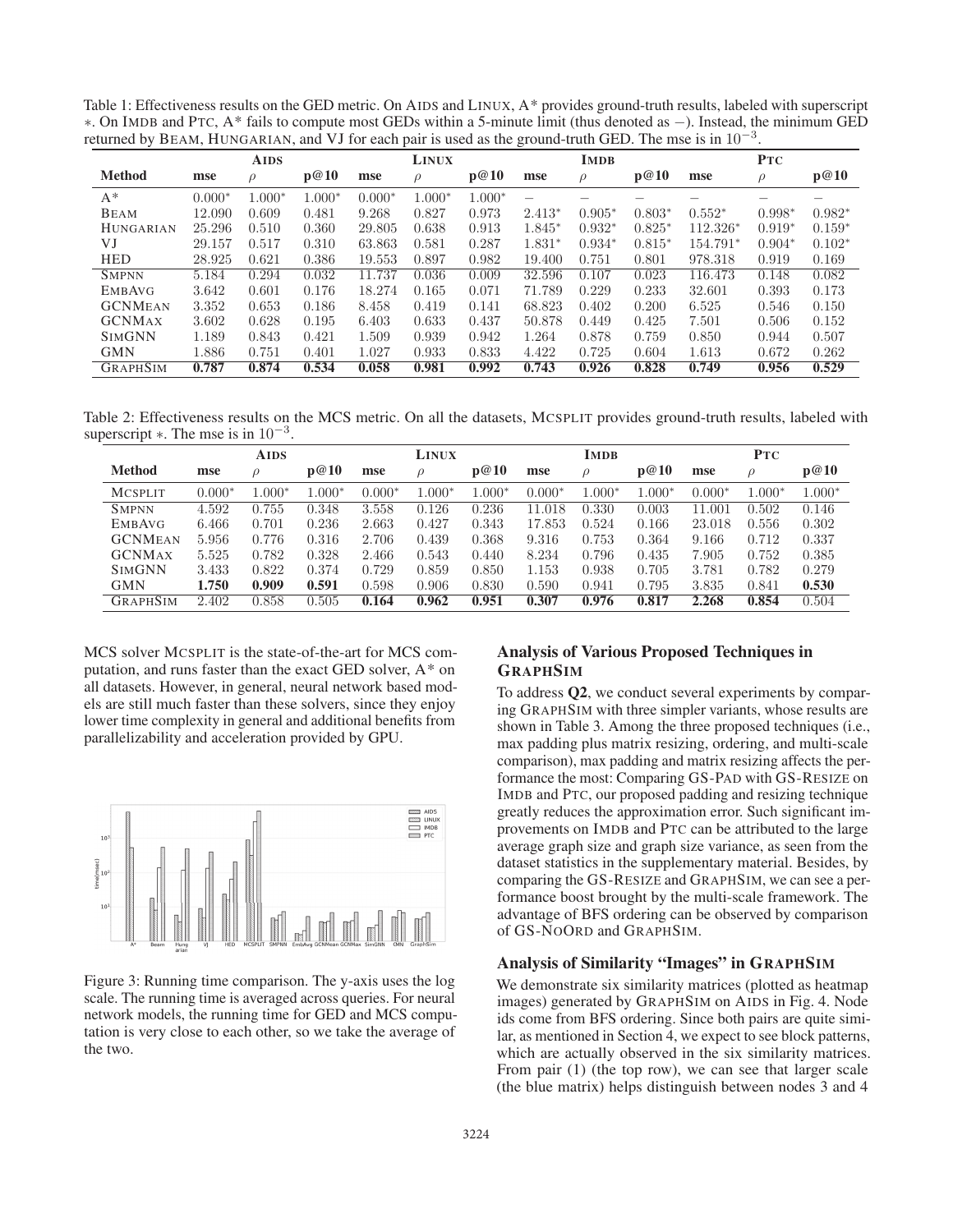Table 1: Effectiveness results on the GED metric. On AIDS and LINUX, A* provides ground-truth results, labeled with superscript ∗. On IMDB and PTC, A* fails to compute most GEDs within a 5-minute limit (thus denoted as −). Instead, the minimum GED returned by BEAM, HUNGARIAN, and VJ for each pair is used as the ground-truth GED. The mse is in $10^{-3}$.

| | AIDS | | | LINUX | | | IMDB | | | PTC | | |
|---|---|---|---|---|---|---|---|---|---|---|---|---|
| **Method** | **mse** | $\rho$ | **p@10** | **mse** | $\rho$ | **p@10** | **mse** | $\rho$ | **p@10** | **mse** | $\rho$ | **p@10** |
| A* | 0.000* | 1.000* | 1.000* | 0.000* | 1.000* | 1.000* | − | − | − | − | − | − |
| BEAM | 12.090 | 0.609 | 0.481 | 9.268 | 0.827 | 0.973 | 2.413* | 0.905* | 0.803* | 0.552* | 0.998* | 0.982* |
| HUNGARIAN | 25.296 | 0.510 | 0.360 | 29.805 | 0.638 | 0.913 | 1.845* | 0.932* | 0.825* | 112.326* | 0.919* | 0.159* |
| VJ | 29.157 | 0.517 | 0.310 | 63.863 | 0.581 | 0.287 | 1.831* | 0.934* | 0.815* | 154.791* | 0.904* | 0.102* |
| HED | 28.925 | 0.621 | 0.386 | 19.553 | 0.897 | 0.982 | 19.400 | 0.751 | 0.801 | 978.318 | 0.919 | 0.169 |
| SMPNN | 5.184 | 0.294 | 0.032 | 11.737 | 0.036 | 0.009 | 32.596 | 0.107 | 0.023 | 116.473 | 0.148 | 0.082 |
| EMBAVG | 3.642 | 0.601 | 0.176 | 18.274 | 0.165 | 0.071 | 71.789 | 0.229 | 0.233 | 32.601 | 0.393 | 0.173 |
| GCNMEAN | 3.352 | 0.653 | 0.186 | 8.458 | 0.419 | 0.141 | 68.823 | 0.402 | 0.200 | 6.525 | 0.546 | 0.150 |
| GCNMAX | 3.602 | 0.628 | 0.195 | 6.403 | 0.633 | 0.437 | 50.878 | 0.449 | 0.425 | 7.501 | 0.506 | 0.152 |
| SIMGNN | 1.189 | 0.843 | 0.421 | 1.509 | 0.939 | 0.942 | 1.264 | 0.878 | 0.759 | 0.850 | 0.944 | 0.507 |
| GMN | 1.886 | 0.751 | 0.401 | 1.027 | 0.933 | 0.833 | 4.422 | 0.725 | 0.604 | 1.613 | 0.672 | 0.262 |
| GRAPHSIM | **0.787** | **0.874** | **0.534** | **0.058** | **0.981** | **0.992** | **0.743** | **0.926** | **0.828** | **0.749** | **0.956** | **0.529** |

Table 2: Effectiveness results on the MCS metric. On all the datasets, MCSPLIT provides ground-truth results, labeled with superscript ∗. The mse is in $10^{-3}$.

| | AIDS | | | LINUX | | | IMDB | | | PTC | | |
|---|---|---|---|---|---|---|---|---|---|---|---|---|
| **Method** | **mse** | $\rho$ | **p@10** | **mse** | $\rho$ | **p@10** | **mse** | $\rho$ | **p@10** | **mse** | $\rho$ | **p@10** |
| MCSPLIT | 0.000* | 1.000* | 1.000* | 0.000* | 1.000* | 1.000* | 0.000* | 1.000* | 1.000* | 0.000* | 1.000* | 1.000* |
| SMPNN | 4.592 | 0.755 | 0.348 | 3.558 | 0.126 | 0.236 | 11.018 | 0.330 | 0.003 | 11.001 | 0.502 | 0.146 |
| EMBAVG | 6.466 | 0.701 | 0.236 | 2.663 | 0.427 | 0.343 | 17.853 | 0.524 | 0.166 | 23.018 | 0.556 | 0.302 |
| GCNMEAN | 5.956 | 0.776 | 0.316 | 2.706 | 0.439 | 0.368 | 9.316 | 0.753 | 0.364 | 9.166 | 0.712 | 0.337 |
| GCNMAX | 5.525 | 0.782 | 0.328 | 2.466 | 0.543 | 0.440 | 8.234 | 0.796 | 0.435 | 7.905 | 0.752 | 0.385 |
| SIMGNN | 3.433 | 0.822 | 0.374 | 0.729 | 0.859 | 0.850 | 1.153 | 0.938 | 0.705 | 3.781 | 0.782 | 0.279 |
| GMN | **1.750** | **0.909** | **0.591** | 0.598 | 0.906 | 0.830 | 0.590 | 0.941 | 0.795 | 3.835 | 0.841 | **0.530** |
| GRAPHSIM | 2.402 | 0.858 | 0.505 | **0.164** | **0.962** | **0.951** | **0.307** | **0.976** | **0.817** | **2.268** | **0.854** | 0.504 |

MCS solver MCSPLIT is the state-of-the-art for MCS computation, and runs faster than the exact GED solver, A* on all datasets. However, in general, neural network based models are still much faster than these solvers, since they enjoy lower time complexity in general and additional benefits from parallelizability and acceleration provided by GPU.

Figure 3: Running time comparison. The y-axis uses the log scale. The running time is averaged across queries. For neural network models, the running time for GED and MCS computation is very close to each other, so we take the average of the two.

## Analysis of Various Proposed Techniques in GRAPHSIM

To address **Q2**, we conduct several experiments by comparing GRAPHSIM with three simpler variants, whose results are shown in Table 3. Among the three proposed techniques (i.e., max padding plus matrix resizing, ordering, and multi-scale comparison), max padding and matrix resizing affects the performance the most: Comparing GS-PAD with GS-RESIZE on IMDB and PTC, our proposed padding and resizing technique greatly reduces the approximation error. Such significant improvements on IMDB and PTC can be attributed to the large average graph size and graph size variance, as seen from the dataset statistics in the supplementary material. Besides, by comparing the GS-RESIZE and GRAPHSIM, we can see a performance boost brought by the multi-scale framework. The advantage of BFS ordering can be observed by comparison of GS-NOORD and GRAPHSIM.

## Analysis of Similarity "Images" in GRAPHSIM

We demonstrate six similarity matrices (plotted as heatmap images) generated by GRAPHSIM on AIDS in Fig. 4. Node ids come from BFS ordering. Since both pairs are quite similar, as mentioned in Section 4, we expect to see block patterns, which are actually observed in the six similarity matrices. From pair (1) (the top row), we can see that larger scale (the blue matrix) helps distinguish between nodes 3 and 4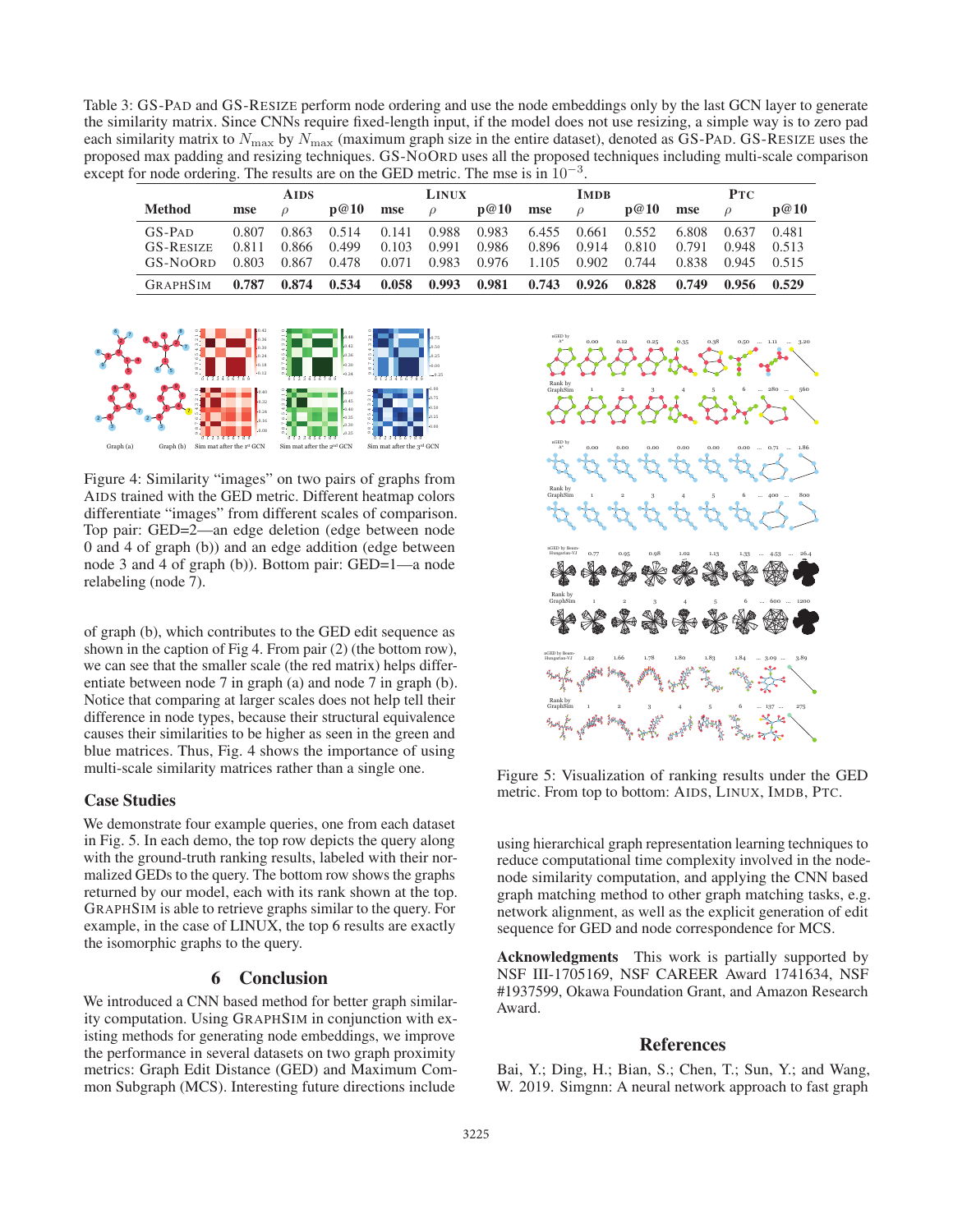Table 3: GS-PAD and GS-RESIZE perform node ordering and use the node embeddings only by the last GCN layer to generate the similarity matrix. Since CNNs require fixed-length input, if the model does not use resizing, a simple way is to zero pad each similarity matrix to $N_{\max}$ by $N_{\max}$ (maximum graph size in the entire dataset), denoted as GS-PAD. GS-RESIZE uses the proposed max padding and resizing techniques. GS-NOORD uses all the proposed techniques including multi-scale comparison except for node ordering. The results are on the GED metric. The mse is in $10^{-3}$.

| Method | AIDS | | | LINUX | | | IMDB | | | PTC | | |
|---|---|---|---|---|---|---|---|---|---|---|---|---|
| | mse | $\rho$ | p@10 | mse | $\rho$ | p@10 | mse | $\rho$ | p@10 | mse | $\rho$ | p@10 |
| GS-PAD | 0.807 | 0.863 | 0.514 | 0.141 | 0.988 | 0.983 | 6.455 | 0.661 | 0.552 | 6.808 | 0.637 | 0.481 |
| GS-RESIZE | 0.811 | 0.866 | 0.499 | 0.103 | 0.991 | 0.986 | 0.896 | 0.914 | 0.810 | 0.791 | 0.948 | 0.513 |
| GS-NOORD | 0.803 | 0.867 | 0.478 | 0.071 | 0.983 | 0.976 | 1.105 | 0.902 | 0.744 | 0.838 | 0.945 | 0.515 |
| GRAPHSIM | **0.787** | **0.874** | **0.534** | **0.058** | **0.993** | **0.981** | **0.743** | **0.926** | **0.828** | **0.749** | **0.956** | **0.529** |

Figure 4: Similarity "images" on two pairs of graphs from AIDS trained with the GED metric. Different heatmap colors differentiate "images" from different scales of comparison. Top pair: GED=2—an edge deletion (edge between node 0 and 4 of graph (b)) and an edge addition (edge between node 3 and 4 of graph (b)). Bottom pair: GED=1—a node relabeling (node 7).

of graph (b), which contributes to the GED edit sequence as shown in the caption of Fig 4. From pair (2) (the bottom row), we can see that the smaller scale (the red matrix) helps differentiate between node 7 in graph (a) and node 7 in graph (b). Notice that comparing at larger scales does not help tell their difference in node types, because their structural equivalence causes their similarities to be higher as seen in the green and blue matrices. Thus, Fig. 4 shows the importance of using multi-scale similarity matrices rather than a single one.

### Case Studies

We demonstrate four example queries, one from each dataset in Fig. 5. In each demo, the top row depicts the query along with the ground-truth ranking results, labeled with their normalized GEDs to the query. The bottom row shows the graphs returned by our model, each with its rank shown at the top. GRAPHSIM is able to retrieve graphs similar to the query. For example, in the case of LINUX, the top 6 results are exactly the isomorphic graphs to the query.

## 6 Conclusion

We introduced a CNN based method for better graph similarity computation. Using GRAPHSIM in conjunction with existing methods for generating node embeddings, we improve the performance in several datasets on two graph proximity metrics: Graph Edit Distance (GED) and Maximum Common Subgraph (MCS). Interesting future directions include using hierarchical graph representation learning techniques to reduce computational time complexity involved in the node-node similarity computation, and applying the CNN based graph matching method to other graph matching tasks, e.g. network alignment, as well as the explicit generation of edit sequence for GED and node correspondence for MCS.

Figure 5: Visualization of ranking results under the GED metric. From top to bottom: AIDS, LINUX, IMDB, PTC.

**Acknowledgments** This work is partially supported by NSF III-1705169, NSF CAREER Award 1741634, NSF #1937599, Okawa Foundation Grant, and Amazon Research Award.

## References

Bai, Y.; Ding, H.; Bian, S.; Chen, T.; Sun, Y.; and Wang, W. 2019. Simgnn: A neural network approach to fast graph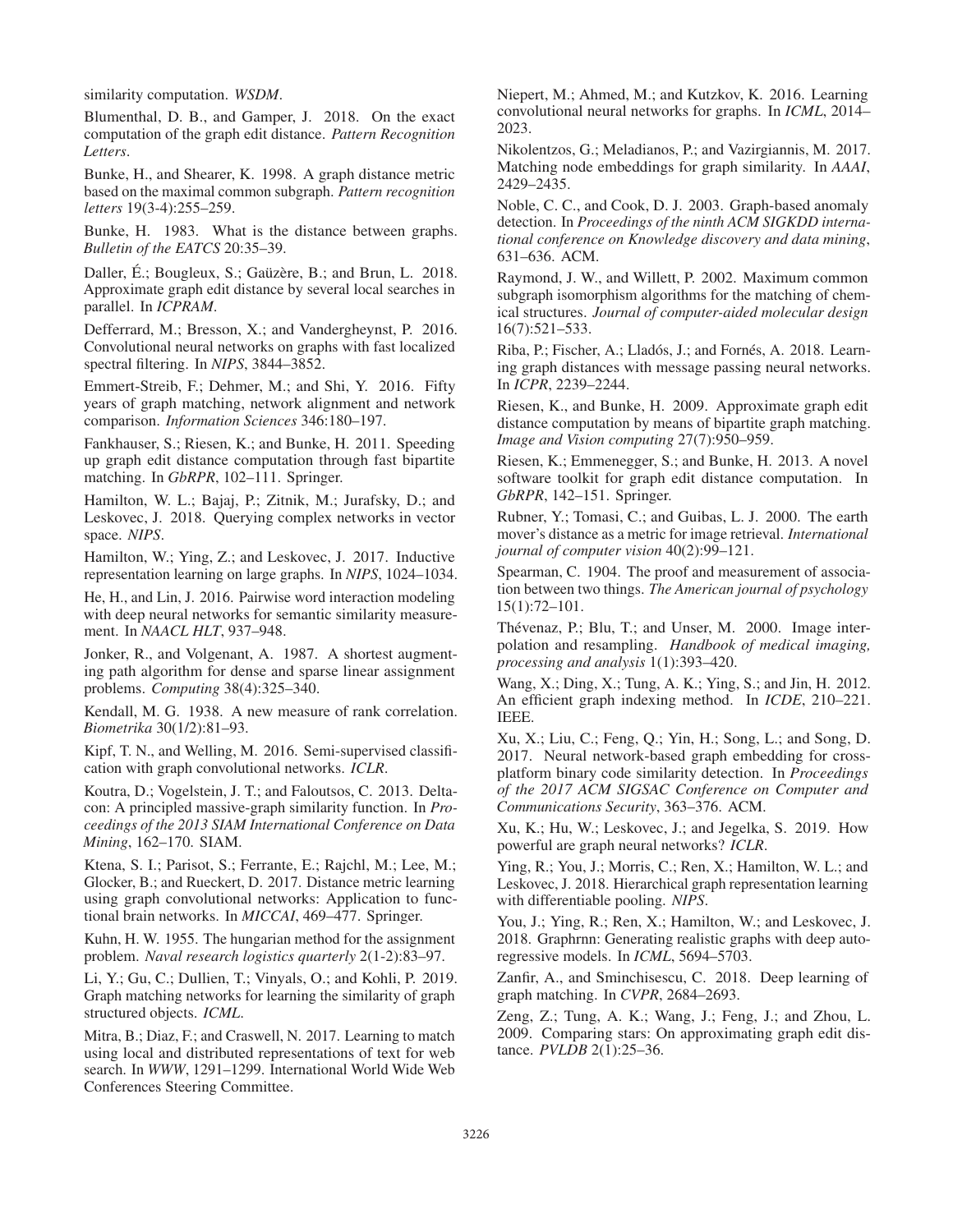similarity computation. *WSDM*.

Blumenthal, D. B., and Gamper, J. 2018. On the exact computation of the graph edit distance. *Pattern Recognition Letters*.

Bunke, H., and Shearer, K. 1998. A graph distance metric based on the maximal common subgraph. *Pattern recognition letters* 19(3-4):255–259.

Bunke, H. 1983. What is the distance between graphs. *Bulletin of the EATCS* 20:35–39.

Daller, É.; Bougleux, S.; Gaüzère, B.; and Brun, L. 2018. Approximate graph edit distance by several local searches in parallel. In *ICPRAM*.

Defferrard, M.; Bresson, X.; and Vandergheynst, P. 2016. Convolutional neural networks on graphs with fast localized spectral filtering. In *NIPS*, 3844–3852.

Emmert-Streib, F.; Dehmer, M.; and Shi, Y. 2016. Fifty years of graph matching, network alignment and network comparison. *Information Sciences* 346:180–197.

Fankhauser, S.; Riesen, K.; and Bunke, H. 2011. Speeding up graph edit distance computation through fast bipartite matching. In *GbRPR*, 102–111. Springer.

Hamilton, W. L.; Bajaj, P.; Zitnik, M.; Jurafsky, D.; and Leskovec, J. 2018. Querying complex networks in vector space. *NIPS*.

Hamilton, W.; Ying, Z.; and Leskovec, J. 2017. Inductive representation learning on large graphs. In *NIPS*, 1024–1034.

He, H., and Lin, J. 2016. Pairwise word interaction modeling with deep neural networks for semantic similarity measurement. In *NAACL HLT*, 937–948.

Jonker, R., and Volgenant, A. 1987. A shortest augmenting path algorithm for dense and sparse linear assignment problems. *Computing* 38(4):325–340.

Kendall, M. G. 1938. A new measure of rank correlation. *Biometrika* 30(1/2):81–93.

Kipf, T. N., and Welling, M. 2016. Semi-supervised classification with graph convolutional networks. *ICLR*.

Koutra, D.; Vogelstein, J. T.; and Faloutsos, C. 2013. Deltacon: A principled massive-graph similarity function. In *Proceedings of the 2013 SIAM International Conference on Data Mining*, 162–170. SIAM.

Ktena, S. I.; Parisot, S.; Ferrante, E.; Rajchl, M.; Lee, M.; Glocker, B.; and Rueckert, D. 2017. Distance metric learning using graph convolutional networks: Application to functional brain networks. In *MICCAI*, 469–477. Springer.

Kuhn, H. W. 1955. The hungarian method for the assignment problem. *Naval research logistics quarterly* 2(1-2):83–97.

Li, Y.; Gu, C.; Dullien, T.; Vinyals, O.; and Kohli, P. 2019. Graph matching networks for learning the similarity of graph structured objects. *ICML*.

Mitra, B.; Diaz, F.; and Craswell, N. 2017. Learning to match using local and distributed representations of text for web search. In *WWW*, 1291–1299. International World Wide Web Conferences Steering Committee.

Niepert, M.; Ahmed, M.; and Kutzkov, K. 2016. Learning convolutional neural networks for graphs. In *ICML*, 2014–2023.

Nikolentzos, G.; Meladianos, P.; and Vazirgiannis, M. 2017. Matching node embeddings for graph similarity. In *AAAI*, 2429–2435.

Noble, C. C., and Cook, D. J. 2003. Graph-based anomaly detection. In *Proceedings of the ninth ACM SIGKDD international conference on Knowledge discovery and data mining*, 631–636. ACM.

Raymond, J. W., and Willett, P. 2002. Maximum common subgraph isomorphism algorithms for the matching of chemical structures. *Journal of computer-aided molecular design* 16(7):521–533.

Riba, P.; Fischer, A.; Lladós, J.; and Fornés, A. 2018. Learning graph distances with message passing neural networks. In *ICPR*, 2239–2244.

Riesen, K., and Bunke, H. 2009. Approximate graph edit distance computation by means of bipartite graph matching. *Image and Vision computing* 27(7):950–959.

Riesen, K.; Emmenegger, S.; and Bunke, H. 2013. A novel software toolkit for graph edit distance computation. In *GbRPR*, 142–151. Springer.

Rubner, Y.; Tomasi, C.; and Guibas, L. J. 2000. The earth mover's distance as a metric for image retrieval. *International journal of computer vision* 40(2):99–121.

Spearman, C. 1904. The proof and measurement of association between two things. *The American journal of psychology* 15(1):72–101.

Thévenaz, P.; Blu, T.; and Unser, M. 2000. Image interpolation and resampling. *Handbook of medical imaging, processing and analysis* 1(1):393–420.

Wang, X.; Ding, X.; Tung, A. K.; Ying, S.; and Jin, H. 2012. An efficient graph indexing method. In *ICDE*, 210–221. IEEE.

Xu, X.; Liu, C.; Feng, Q.; Yin, H.; Song, L.; and Song, D. 2017. Neural network-based graph embedding for cross-platform binary code similarity detection. In *Proceedings of the 2017 ACM SIGSAC Conference on Computer and Communications Security*, 363–376. ACM.

Xu, K.; Hu, W.; Leskovec, J.; and Jegelka, S. 2019. How powerful are graph neural networks? *ICLR*.

Ying, R.; You, J.; Morris, C.; Ren, X.; Hamilton, W. L.; and Leskovec, J. 2018. Hierarchical graph representation learning with differentiable pooling. *NIPS*.

You, J.; Ying, R.; Ren, X.; Hamilton, W.; and Leskovec, J. 2018. Graphrnn: Generating realistic graphs with deep auto-regressive models. In *ICML*, 5694–5703.

Zanfir, A., and Sminchisescu, C. 2018. Deep learning of graph matching. In *CVPR*, 2684–2693.

Zeng, Z.; Tung, A. K.; Wang, J.; Feng, J.; and Zhou, L. 2009. Comparing stars: On approximating graph edit distance. *PVLDB* 2(1):25–36.